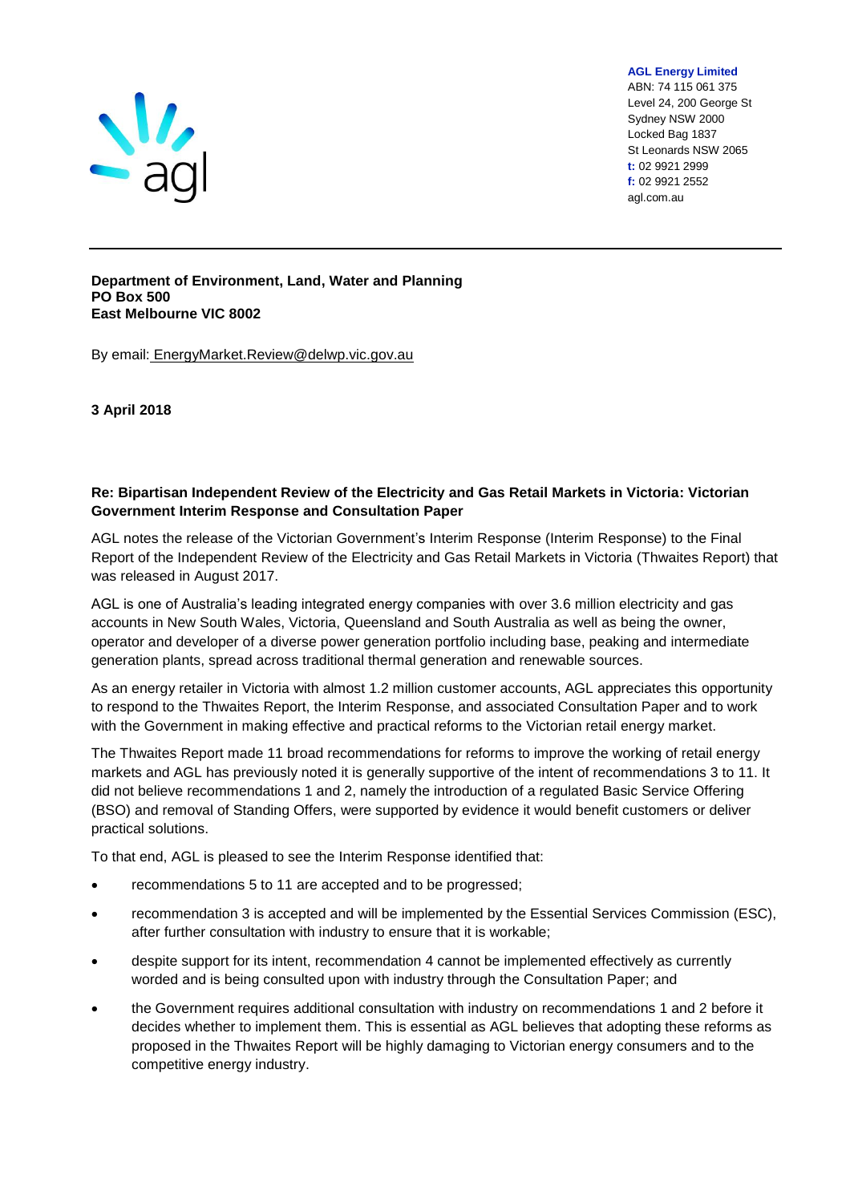**AGL Energy Limited**
ABN: 74 115 061 375
Level 24, 200 George St
Sydney NSW 2000
Locked Bag 1837
St Leonards NSW 2065
**t:** 02 9921 2999
**f:** 02 9921 2552
agl.com.au

---

**Department of Environment, Land, Water and Planning**
**PO Box 500**
**East Melbourne VIC 8002**

By email: EnergyMarket.Review@delwp.vic.gov.au

**3 April 2018**

**Re: Bipartisan Independent Review of the Electricity and Gas Retail Markets in Victoria: Victorian Government Interim Response and Consultation Paper**

AGL notes the release of the Victorian Government's Interim Response (Interim Response) to the Final Report of the Independent Review of the Electricity and Gas Retail Markets in Victoria (Thwaites Report) that was released in August 2017.

AGL is one of Australia's leading integrated energy companies with over 3.6 million electricity and gas accounts in New South Wales, Victoria, Queensland and South Australia as well as being the owner, operator and developer of a diverse power generation portfolio including base, peaking and intermediate generation plants, spread across traditional thermal generation and renewable sources.

As an energy retailer in Victoria with almost 1.2 million customer accounts, AGL appreciates this opportunity to respond to the Thwaites Report, the Interim Response, and associated Consultation Paper and to work with the Government in making effective and practical reforms to the Victorian retail energy market.

The Thwaites Report made 11 broad recommendations for reforms to improve the working of retail energy markets and AGL has previously noted it is generally supportive of the intent of recommendations 3 to 11. It did not believe recommendations 1 and 2, namely the introduction of a regulated Basic Service Offering (BSO) and removal of Standing Offers, were supported by evidence it would benefit customers or deliver practical solutions.

To that end, AGL is pleased to see the Interim Response identified that:

- recommendations 5 to 11 are accepted and to be progressed;
- recommendation 3 is accepted and will be implemented by the Essential Services Commission (ESC), after further consultation with industry to ensure that it is workable;
- despite support for its intent, recommendation 4 cannot be implemented effectively as currently worded and is being consulted upon with industry through the Consultation Paper; and
- the Government requires additional consultation with industry on recommendations 1 and 2 before it decides whether to implement them. This is essential as AGL believes that adopting these reforms as proposed in the Thwaites Report will be highly damaging to Victorian energy consumers and to the competitive energy industry.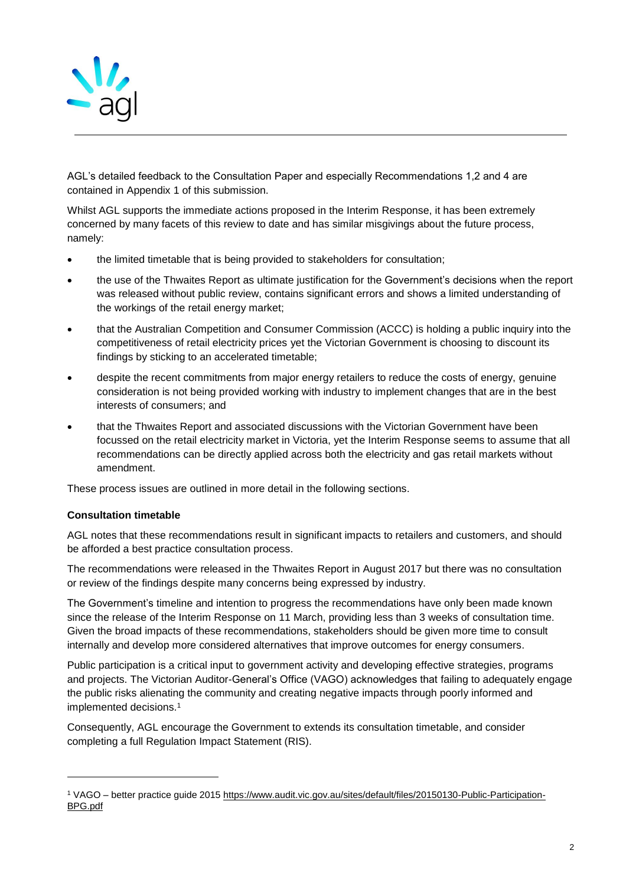AGL's detailed feedback to the Consultation Paper and especially Recommendations 1,2 and 4 are contained in Appendix 1 of this submission.

Whilst AGL supports the immediate actions proposed in the Interim Response, it has been extremely concerned by many facets of this review to date and has similar misgivings about the future process, namely:

- the limited timetable that is being provided to stakeholders for consultation;
- the use of the Thwaites Report as ultimate justification for the Government's decisions when the report was released without public review, contains significant errors and shows a limited understanding of the workings of the retail energy market;
- that the Australian Competition and Consumer Commission (ACCC) is holding a public inquiry into the competitiveness of retail electricity prices yet the Victorian Government is choosing to discount its findings by sticking to an accelerated timetable;
- despite the recent commitments from major energy retailers to reduce the costs of energy, genuine consideration is not being provided working with industry to implement changes that are in the best interests of consumers; and
- that the Thwaites Report and associated discussions with the Victorian Government have been focussed on the retail electricity market in Victoria, yet the Interim Response seems to assume that all recommendations can be directly applied across both the electricity and gas retail markets without amendment.

These process issues are outlined in more detail in the following sections.

**Consultation timetable**

AGL notes that these recommendations result in significant impacts to retailers and customers, and should be afforded a best practice consultation process.

The recommendations were released in the Thwaites Report in August 2017 but there was no consultation or review of the findings despite many concerns being expressed by industry.

The Government's timeline and intention to progress the recommendations have only been made known since the release of the Interim Response on 11 March, providing less than 3 weeks of consultation time. Given the broad impacts of these recommendations, stakeholders should be given more time to consult internally and develop more considered alternatives that improve outcomes for energy consumers.

Public participation is a critical input to government activity and developing effective strategies, programs and projects. The Victorian Auditor-General's Office (VAGO) acknowledges that failing to adequately engage the public risks alienating the community and creating negative impacts through poorly informed and implemented decisions.[1]

Consequently, AGL encourage the Government to extends its consultation timetable, and consider completing a full Regulation Impact Statement (RIS).

[1] VAGO – better practice guide 2015 https://www.audit.vic.gov.au/sites/default/files/20150130-Public-Participation-BPG.pdf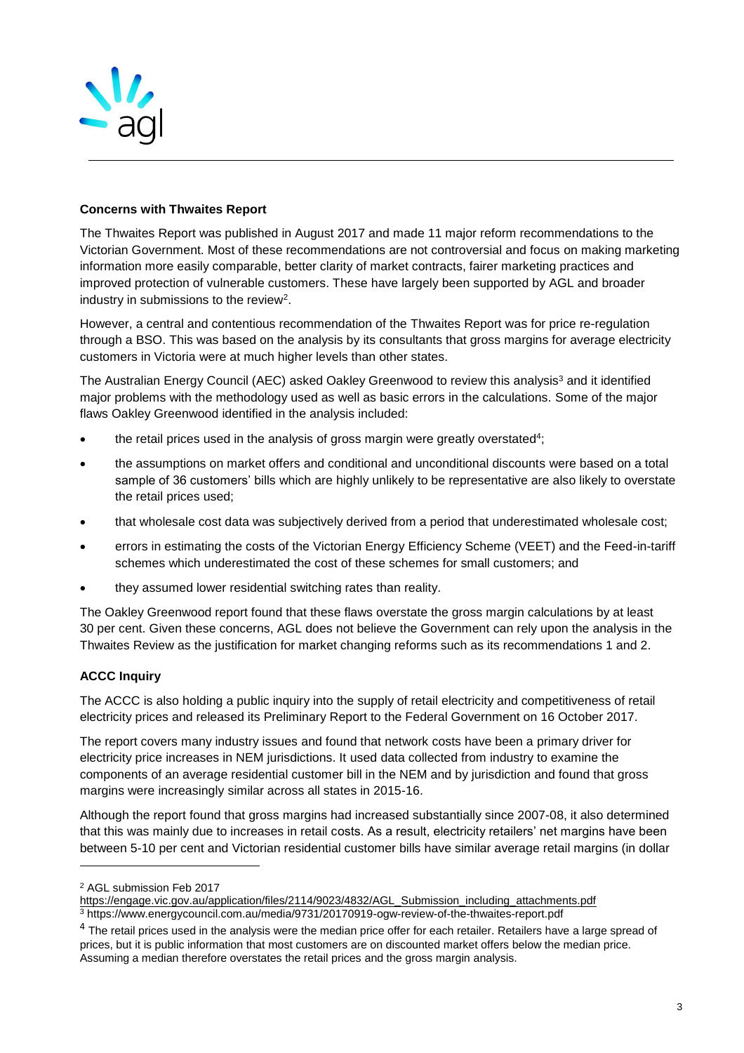**Concerns with Thwaites Report**

The Thwaites Report was published in August 2017 and made 11 major reform recommendations to the Victorian Government. Most of these recommendations are not controversial and focus on making marketing information more easily comparable, better clarity of market contracts, fairer marketing practices and improved protection of vulnerable customers. These have largely been supported by AGL and broader industry in submissions to the review[2].

However, a central and contentious recommendation of the Thwaites Report was for price re-regulation through a BSO. This was based on the analysis by its consultants that gross margins for average electricity customers in Victoria were at much higher levels than other states.

The Australian Energy Council (AEC) asked Oakley Greenwood to review this analysis[3] and it identified major problems with the methodology used as well as basic errors in the calculations. Some of the major flaws Oakley Greenwood identified in the analysis included:

- the retail prices used in the analysis of gross margin were greatly overstated[4];
- the assumptions on market offers and conditional and unconditional discounts were based on a total sample of 36 customers' bills which are highly unlikely to be representative are also likely to overstate the retail prices used;
- that wholesale cost data was subjectively derived from a period that underestimated wholesale cost;
- errors in estimating the costs of the Victorian Energy Efficiency Scheme (VEET) and the Feed-in-tariff schemes which underestimated the cost of these schemes for small customers; and
- they assumed lower residential switching rates than reality.

The Oakley Greenwood report found that these flaws overstate the gross margin calculations by at least 30 per cent. Given these concerns, AGL does not believe the Government can rely upon the analysis in the Thwaites Review as the justification for market changing reforms such as its recommendations 1 and 2.

**ACCC Inquiry**

The ACCC is also holding a public inquiry into the supply of retail electricity and competitiveness of retail electricity prices and released its Preliminary Report to the Federal Government on 16 October 2017.

The report covers many industry issues and found that network costs have been a primary driver for electricity price increases in NEM jurisdictions. It used data collected from industry to examine the components of an average residential customer bill in the NEM and by jurisdiction and found that gross margins were increasingly similar across all states in 2015-16.

Although the report found that gross margins had increased substantially since 2007-08, it also determined that this was mainly due to increases in retail costs. As a result, electricity retailers' net margins have been between 5-10 per cent and Victorian residential customer bills have similar average retail margins (in dollar

---

[2] AGL submission Feb 2017 https://engage.vic.gov.au/application/files/2114/9023/4832/AGL_Submission_including_attachments.pdf

[3] https://www.energycouncil.com.au/media/9731/20170919-ogw-review-of-the-thwaites-report.pdf

[4] The retail prices used in the analysis were the median price offer for each retailer. Retailers have a large spread of prices, but it is public information that most customers are on discounted market offers below the median price. Assuming a median therefore overstates the retail prices and the gross margin analysis.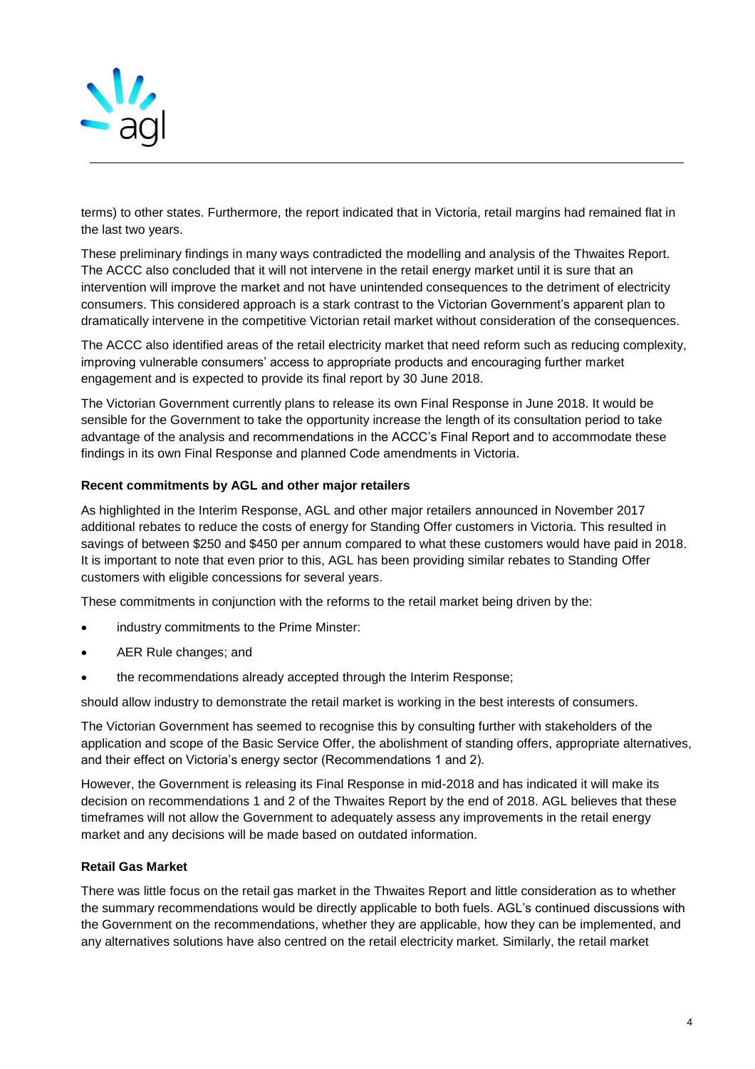terms) to other states. Furthermore, the report indicated that in Victoria, retail margins had remained flat in the last two years.

These preliminary findings in many ways contradicted the modelling and analysis of the Thwaites Report. The ACCC also concluded that it will not intervene in the retail energy market until it is sure that an intervention will improve the market and not have unintended consequences to the detriment of electricity consumers. This considered approach is a stark contrast to the Victorian Government's apparent plan to dramatically intervene in the competitive Victorian retail market without consideration of the consequences.

The ACCC also identified areas of the retail electricity market that need reform such as reducing complexity, improving vulnerable consumers' access to appropriate products and encouraging further market engagement and is expected to provide its final report by 30 June 2018.

The Victorian Government currently plans to release its own Final Response in June 2018. It would be sensible for the Government to take the opportunity increase the length of its consultation period to take advantage of the analysis and recommendations in the ACCC's Final Report and to accommodate these findings in its own Final Response and planned Code amendments in Victoria.

**Recent commitments by AGL and other major retailers**

As highlighted in the Interim Response, AGL and other major retailers announced in November 2017 additional rebates to reduce the costs of energy for Standing Offer customers in Victoria. This resulted in savings of between $250 and $450 per annum compared to what these customers would have paid in 2018. It is important to note that even prior to this, AGL has been providing similar rebates to Standing Offer customers with eligible concessions for several years.

These commitments in conjunction with the reforms to the retail market being driven by the:

- industry commitments to the Prime Minster:
- AER Rule changes; and
- the recommendations already accepted through the Interim Response;

should allow industry to demonstrate the retail market is working in the best interests of consumers.

The Victorian Government has seemed to recognise this by consulting further with stakeholders of the application and scope of the Basic Service Offer, the abolishment of standing offers, appropriate alternatives, and their effect on Victoria's energy sector (Recommendations 1 and 2).

However, the Government is releasing its Final Response in mid-2018 and has indicated it will make its decision on recommendations 1 and 2 of the Thwaites Report by the end of 2018. AGL believes that these timeframes will not allow the Government to adequately assess any improvements in the retail energy market and any decisions will be made based on outdated information.

**Retail Gas Market**

There was little focus on the retail gas market in the Thwaites Report and little consideration as to whether the summary recommendations would be directly applicable to both fuels. AGL's continued discussions with the Government on the recommendations, whether they are applicable, how they can be implemented, and any alternatives solutions have also centred on the retail electricity market. Similarly, the retail market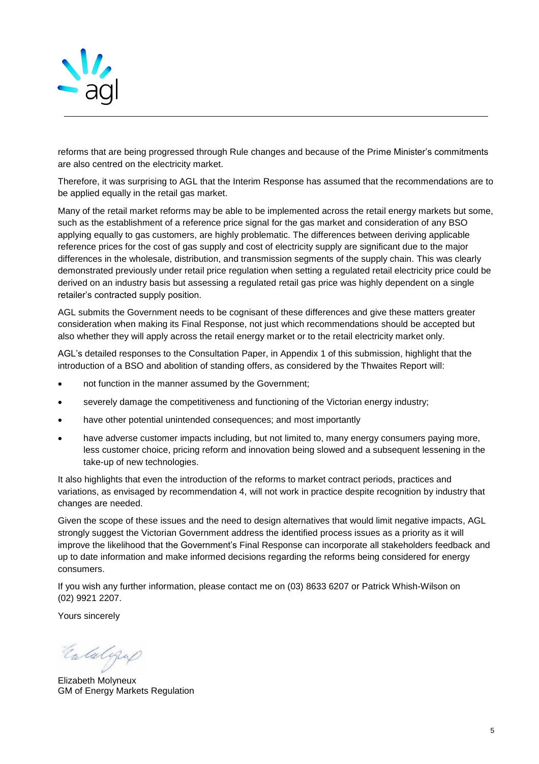reforms that are being progressed through Rule changes and because of the Prime Minister's commitments are also centred on the electricity market.

Therefore, it was surprising to AGL that the Interim Response has assumed that the recommendations are to be applied equally in the retail gas market.

Many of the retail market reforms may be able to be implemented across the retail energy markets but some, such as the establishment of a reference price signal for the gas market and consideration of any BSO applying equally to gas customers, are highly problematic. The differences between deriving applicable reference prices for the cost of gas supply and cost of electricity supply are significant due to the major differences in the wholesale, distribution, and transmission segments of the supply chain. This was clearly demonstrated previously under retail price regulation when setting a regulated retail electricity price could be derived on an industry basis but assessing a regulated retail gas price was highly dependent on a single retailer's contracted supply position.

AGL submits the Government needs to be cognisant of these differences and give these matters greater consideration when making its Final Response, not just which recommendations should be accepted but also whether they will apply across the retail energy market or to the retail electricity market only.

AGL's detailed responses to the Consultation Paper, in Appendix 1 of this submission, highlight that the introduction of a BSO and abolition of standing offers, as considered by the Thwaites Report will:

- not function in the manner assumed by the Government;
- severely damage the competitiveness and functioning of the Victorian energy industry;
- have other potential unintended consequences; and most importantly
- have adverse customer impacts including, but not limited to, many energy consumers paying more, less customer choice, pricing reform and innovation being slowed and a subsequent lessening in the take-up of new technologies.

It also highlights that even the introduction of the reforms to market contract periods, practices and variations, as envisaged by recommendation 4, will not work in practice despite recognition by industry that changes are needed.

Given the scope of these issues and the need to design alternatives that would limit negative impacts, AGL strongly suggest the Victorian Government address the identified process issues as a priority as it will improve the likelihood that the Government's Final Response can incorporate all stakeholders feedback and up to date information and make informed decisions regarding the reforms being considered for energy consumers.

If you wish any further information, please contact me on (03) 8633 6207 or Patrick Whish-Wilson on (02) 9921 2207.

Yours sincerely

Elizabeth Molyneux
GM of Energy Markets Regulation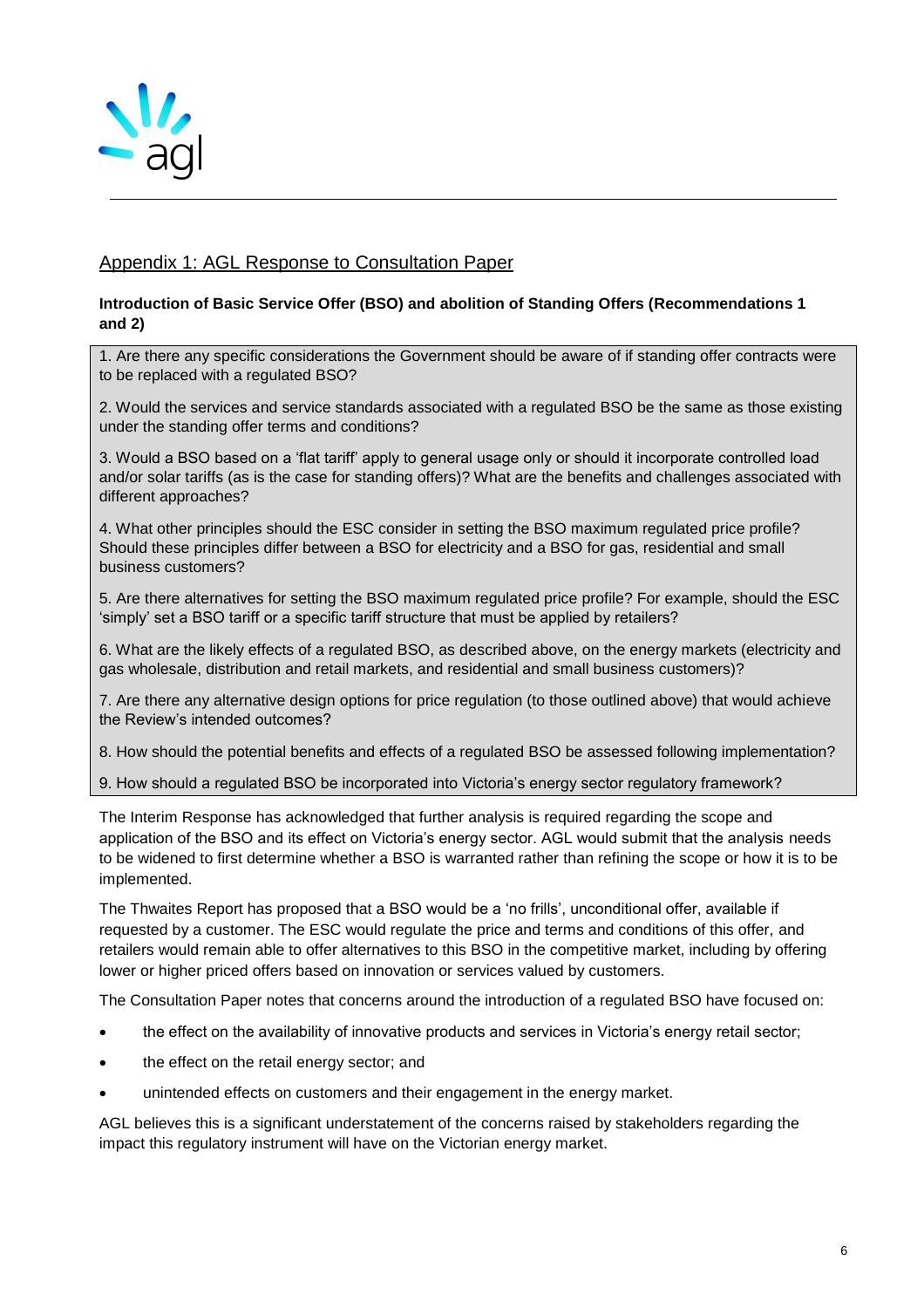## Appendix 1: AGL Response to Consultation Paper

**Introduction of Basic Service Offer (BSO) and abolition of Standing Offers (Recommendations 1 and 2)**

1. Are there any specific considerations the Government should be aware of if standing offer contracts were to be replaced with a regulated BSO?

2. Would the services and service standards associated with a regulated BSO be the same as those existing under the standing offer terms and conditions?

3. Would a BSO based on a 'flat tariff' apply to general usage only or should it incorporate controlled load and/or solar tariffs (as is the case for standing offers)? What are the benefits and challenges associated with different approaches?

4. What other principles should the ESC consider in setting the BSO maximum regulated price profile? Should these principles differ between a BSO for electricity and a BSO for gas, residential and small business customers?

5. Are there alternatives for setting the BSO maximum regulated price profile? For example, should the ESC 'simply' set a BSO tariff or a specific tariff structure that must be applied by retailers?

6. What are the likely effects of a regulated BSO, as described above, on the energy markets (electricity and gas wholesale, distribution and retail markets, and residential and small business customers)?

7. Are there any alternative design options for price regulation (to those outlined above) that would achieve the Review's intended outcomes?

8. How should the potential benefits and effects of a regulated BSO be assessed following implementation?

9. How should a regulated BSO be incorporated into Victoria's energy sector regulatory framework?

The Interim Response has acknowledged that further analysis is required regarding the scope and application of the BSO and its effect on Victoria's energy sector. AGL would submit that the analysis needs to be widened to first determine whether a BSO is warranted rather than refining the scope or how it is to be implemented.

The Thwaites Report has proposed that a BSO would be a 'no frills', unconditional offer, available if requested by a customer. The ESC would regulate the price and terms and conditions of this offer, and retailers would remain able to offer alternatives to this BSO in the competitive market, including by offering lower or higher priced offers based on innovation or services valued by customers.

The Consultation Paper notes that concerns around the introduction of a regulated BSO have focused on:

- the effect on the availability of innovative products and services in Victoria's energy retail sector;
- the effect on the retail energy sector; and
- unintended effects on customers and their engagement in the energy market.

AGL believes this is a significant understatement of the concerns raised by stakeholders regarding the impact this regulatory instrument will have on the Victorian energy market.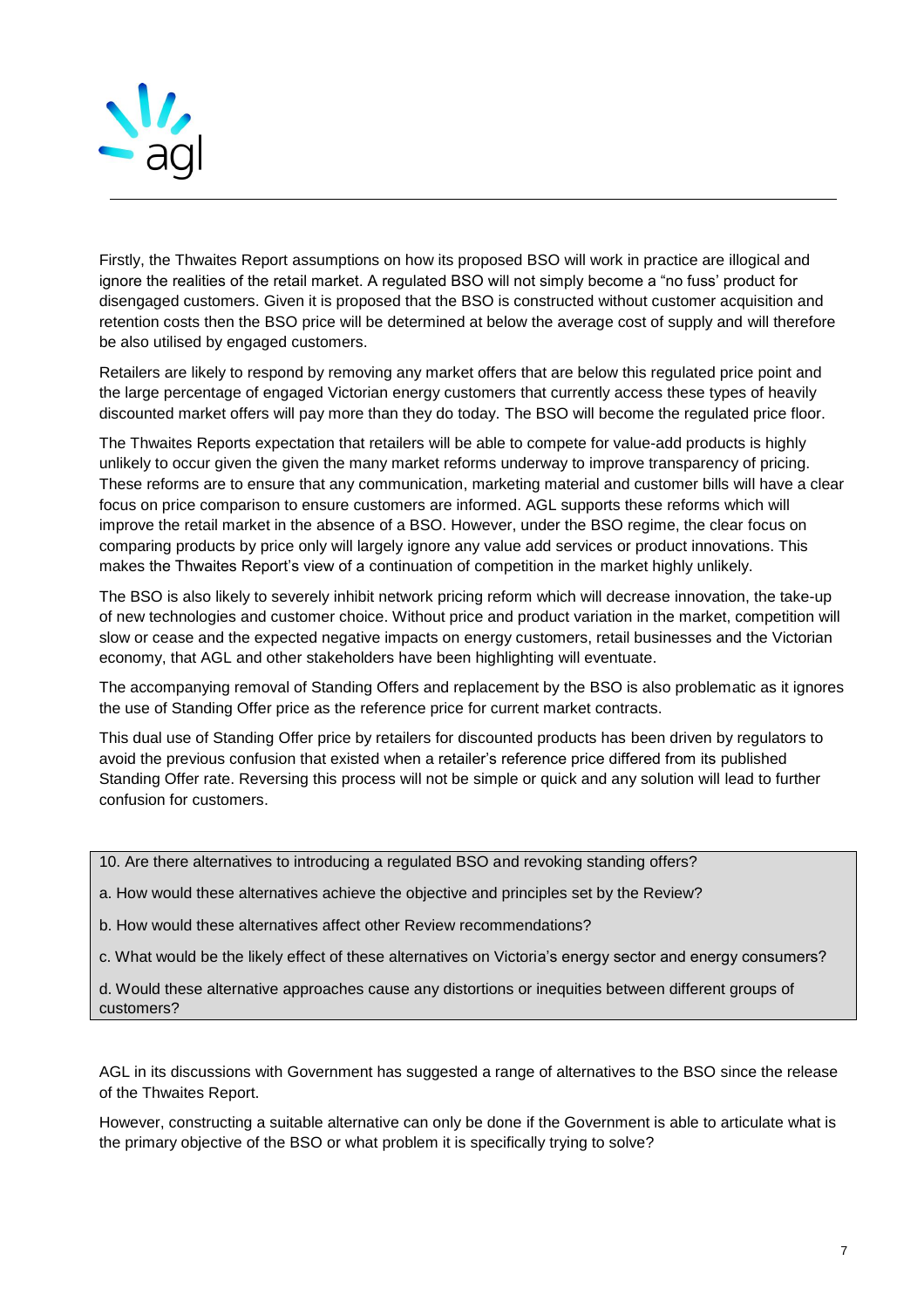Firstly, the Thwaites Report assumptions on how its proposed BSO will work in practice are illogical and ignore the realities of the retail market. A regulated BSO will not simply become a "no fuss' product for disengaged customers. Given it is proposed that the BSO is constructed without customer acquisition and retention costs then the BSO price will be determined at below the average cost of supply and will therefore be also utilised by engaged customers.

Retailers are likely to respond by removing any market offers that are below this regulated price point and the large percentage of engaged Victorian energy customers that currently access these types of heavily discounted market offers will pay more than they do today. The BSO will become the regulated price floor.

The Thwaites Reports expectation that retailers will be able to compete for value-add products is highly unlikely to occur given the given the many market reforms underway to improve transparency of pricing. These reforms are to ensure that any communication, marketing material and customer bills will have a clear focus on price comparison to ensure customers are informed. AGL supports these reforms which will improve the retail market in the absence of a BSO. However, under the BSO regime, the clear focus on comparing products by price only will largely ignore any value add services or product innovations. This makes the Thwaites Report's view of a continuation of competition in the market highly unlikely.

The BSO is also likely to severely inhibit network pricing reform which will decrease innovation, the take-up of new technologies and customer choice. Without price and product variation in the market, competition will slow or cease and the expected negative impacts on energy customers, retail businesses and the Victorian economy, that AGL and other stakeholders have been highlighting will eventuate.

The accompanying removal of Standing Offers and replacement by the BSO is also problematic as it ignores the use of Standing Offer price as the reference price for current market contracts.

This dual use of Standing Offer price by retailers for discounted products has been driven by regulators to avoid the previous confusion that existed when a retailer's reference price differed from its published Standing Offer rate. Reversing this process will not be simple or quick and any solution will lead to further confusion for customers.

> 10. Are there alternatives to introducing a regulated BSO and revoking standing offers?
>
> a. How would these alternatives achieve the objective and principles set by the Review?
>
> b. How would these alternatives affect other Review recommendations?
>
> c. What would be the likely effect of these alternatives on Victoria's energy sector and energy consumers?
>
> d. Would these alternative approaches cause any distortions or inequities between different groups of customers?

AGL in its discussions with Government has suggested a range of alternatives to the BSO since the release of the Thwaites Report.

However, constructing a suitable alternative can only be done if the Government is able to articulate what is the primary objective of the BSO or what problem it is specifically trying to solve?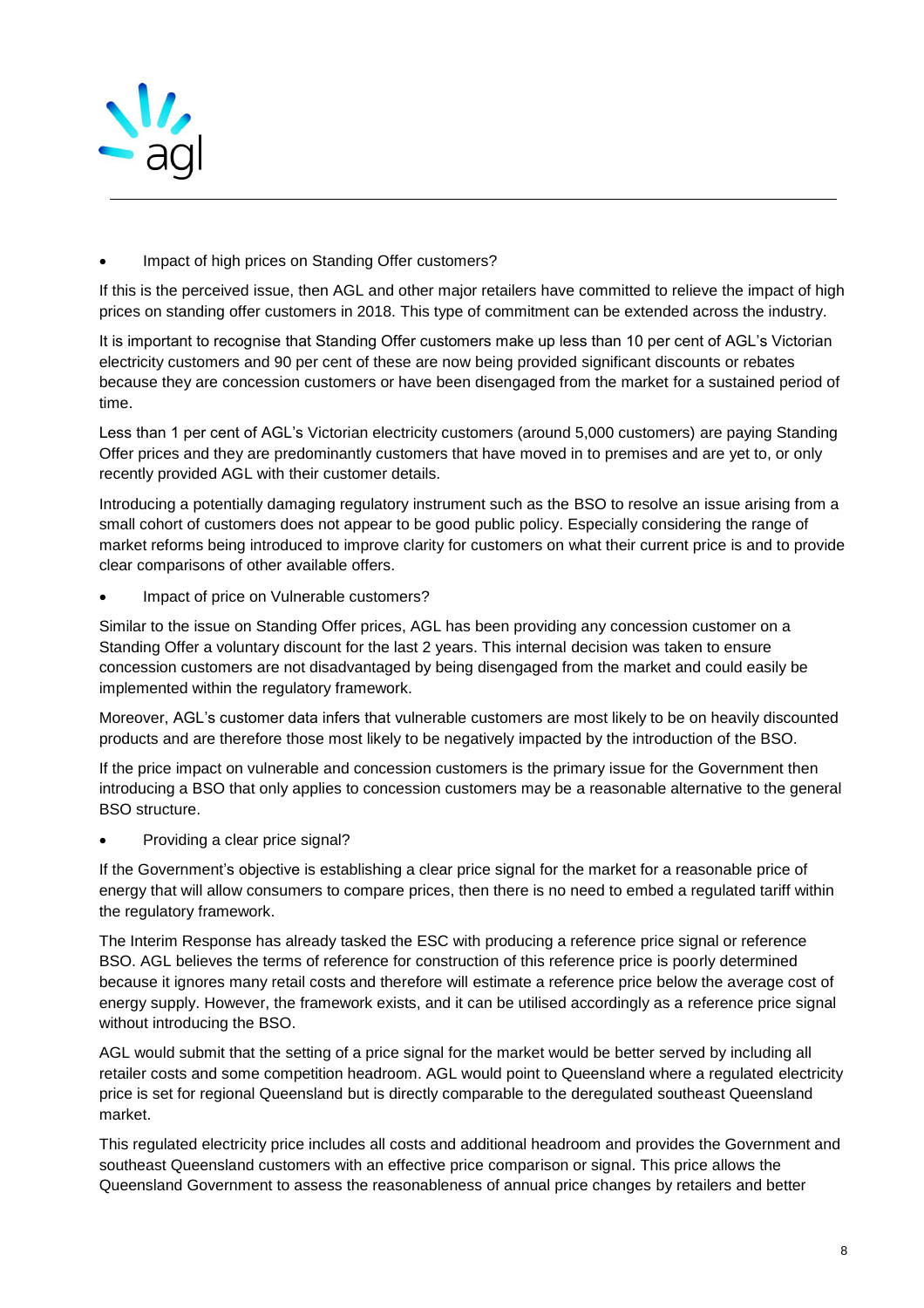- Impact of high prices on Standing Offer customers?

If this is the perceived issue, then AGL and other major retailers have committed to relieve the impact of high prices on standing offer customers in 2018. This type of commitment can be extended across the industry.

It is important to recognise that Standing Offer customers make up less than 10 per cent of AGL's Victorian electricity customers and 90 per cent of these are now being provided significant discounts or rebates because they are concession customers or have been disengaged from the market for a sustained period of time.

Less than 1 per cent of AGL's Victorian electricity customers (around 5,000 customers) are paying Standing Offer prices and they are predominantly customers that have moved in to premises and are yet to, or only recently provided AGL with their customer details.

Introducing a potentially damaging regulatory instrument such as the BSO to resolve an issue arising from a small cohort of customers does not appear to be good public policy. Especially considering the range of market reforms being introduced to improve clarity for customers on what their current price is and to provide clear comparisons of other available offers.

- Impact of price on Vulnerable customers?

Similar to the issue on Standing Offer prices, AGL has been providing any concession customer on a Standing Offer a voluntary discount for the last 2 years. This internal decision was taken to ensure concession customers are not disadvantaged by being disengaged from the market and could easily be implemented within the regulatory framework.

Moreover, AGL's customer data infers that vulnerable customers are most likely to be on heavily discounted products and are therefore those most likely to be negatively impacted by the introduction of the BSO.

If the price impact on vulnerable and concession customers is the primary issue for the Government then introducing a BSO that only applies to concession customers may be a reasonable alternative to the general BSO structure.

- Providing a clear price signal?

If the Government's objective is establishing a clear price signal for the market for a reasonable price of energy that will allow consumers to compare prices, then there is no need to embed a regulated tariff within the regulatory framework.

The Interim Response has already tasked the ESC with producing a reference price signal or reference BSO. AGL believes the terms of reference for construction of this reference price is poorly determined because it ignores many retail costs and therefore will estimate a reference price below the average cost of energy supply. However, the framework exists, and it can be utilised accordingly as a reference price signal without introducing the BSO.

AGL would submit that the setting of a price signal for the market would be better served by including all retailer costs and some competition headroom. AGL would point to Queensland where a regulated electricity price is set for regional Queensland but is directly comparable to the deregulated southeast Queensland market.

This regulated electricity price includes all costs and additional headroom and provides the Government and southeast Queensland customers with an effective price comparison or signal. This price allows the Queensland Government to assess the reasonableness of annual price changes by retailers and better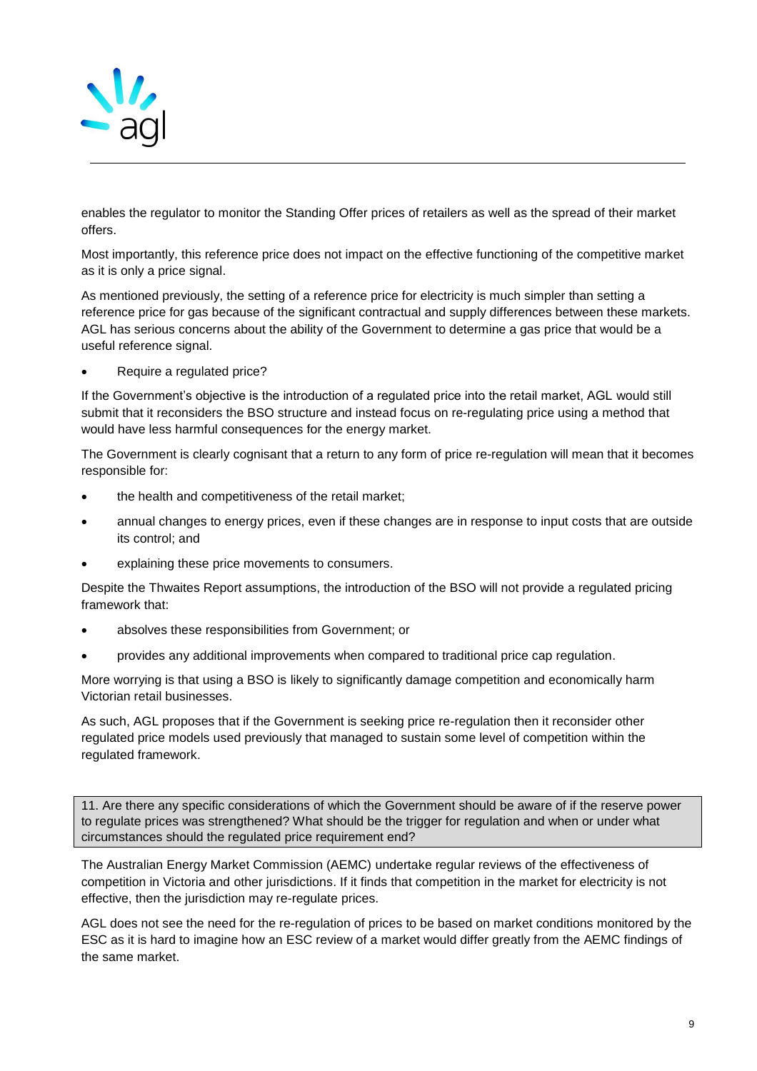enables the regulator to monitor the Standing Offer prices of retailers as well as the spread of their market offers.

Most importantly, this reference price does not impact on the effective functioning of the competitive market as it is only a price signal.

As mentioned previously, the setting of a reference price for electricity is much simpler than setting a reference price for gas because of the significant contractual and supply differences between these markets. AGL has serious concerns about the ability of the Government to determine a gas price that would be a useful reference signal.

- Require a regulated price?

If the Government's objective is the introduction of a regulated price into the retail market, AGL would still submit that it reconsiders the BSO structure and instead focus on re-regulating price using a method that would have less harmful consequences for the energy market.

The Government is clearly cognisant that a return to any form of price re-regulation will mean that it becomes responsible for:

- the health and competitiveness of the retail market;
- annual changes to energy prices, even if these changes are in response to input costs that are outside its control; and
- explaining these price movements to consumers.

Despite the Thwaites Report assumptions, the introduction of the BSO will not provide a regulated pricing framework that:

- absolves these responsibilities from Government; or
- provides any additional improvements when compared to traditional price cap regulation.

More worrying is that using a BSO is likely to significantly damage competition and economically harm Victorian retail businesses.

As such, AGL proposes that if the Government is seeking price re-regulation then it reconsider other regulated price models used previously that managed to sustain some level of competition within the regulated framework.

| 11. Are there any specific considerations of which the Government should be aware of if the reserve power to regulate prices was strengthened? What should be the trigger for regulation and when or under what circumstances should the regulated price requirement end? |
|---|

The Australian Energy Market Commission (AEMC) undertake regular reviews of the effectiveness of competition in Victoria and other jurisdictions. If it finds that competition in the market for electricity is not effective, then the jurisdiction may re-regulate prices.

AGL does not see the need for the re-regulation of prices to be based on market conditions monitored by the ESC as it is hard to imagine how an ESC review of a market would differ greatly from the AEMC findings of the same market.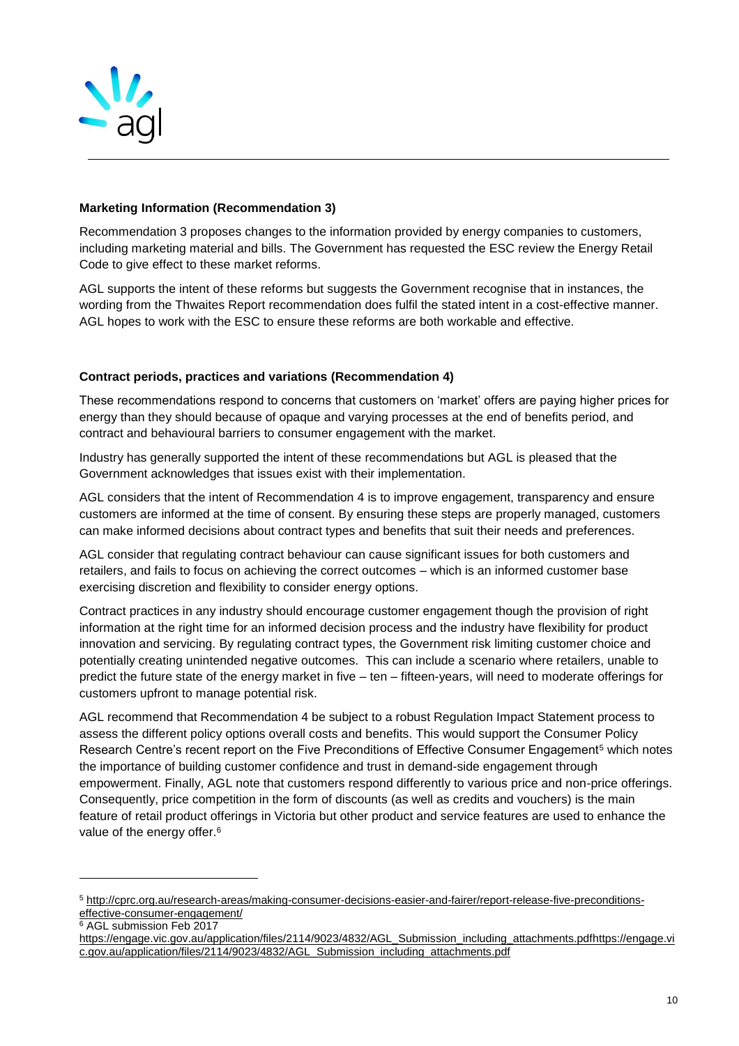**Marketing Information (Recommendation 3)**

Recommendation 3 proposes changes to the information provided by energy companies to customers, including marketing material and bills. The Government has requested the ESC review the Energy Retail Code to give effect to these market reforms.

AGL supports the intent of these reforms but suggests the Government recognise that in instances, the wording from the Thwaites Report recommendation does fulfil the stated intent in a cost-effective manner. AGL hopes to work with the ESC to ensure these reforms are both workable and effective.

**Contract periods, practices and variations (Recommendation 4)**

These recommendations respond to concerns that customers on 'market' offers are paying higher prices for energy than they should because of opaque and varying processes at the end of benefits period, and contract and behavioural barriers to consumer engagement with the market.

Industry has generally supported the intent of these recommendations but AGL is pleased that the Government acknowledges that issues exist with their implementation.

AGL considers that the intent of Recommendation 4 is to improve engagement, transparency and ensure customers are informed at the time of consent. By ensuring these steps are properly managed, customers can make informed decisions about contract types and benefits that suit their needs and preferences.

AGL consider that regulating contract behaviour can cause significant issues for both customers and retailers, and fails to focus on achieving the correct outcomes – which is an informed customer base exercising discretion and flexibility to consider energy options.

Contract practices in any industry should encourage customer engagement though the provision of right information at the right time for an informed decision process and the industry have flexibility for product innovation and servicing. By regulating contract types, the Government risk limiting customer choice and potentially creating unintended negative outcomes. This can include a scenario where retailers, unable to predict the future state of the energy market in five – ten – fifteen-years, will need to moderate offerings for customers upfront to manage potential risk.

AGL recommend that Recommendation 4 be subject to a robust Regulation Impact Statement process to assess the different policy options overall costs and benefits. This would support the Consumer Policy Research Centre's recent report on the Five Preconditions of Effective Consumer Engagement[5] which notes the importance of building customer confidence and trust in demand-side engagement through empowerment. Finally, AGL note that customers respond differently to various price and non-price offerings. Consequently, price competition in the form of discounts (as well as credits and vouchers) is the main feature of retail product offerings in Victoria but other product and service features are used to enhance the value of the energy offer.[6]

---

[5] http://cprc.org.au/research-areas/making-consumer-decisions-easier-and-fairer/report-release-five-preconditions-effective-consumer-engagement/

[6] AGL submission Feb 2017 https://engage.vic.gov.au/application/files/2114/9023/4832/AGL_Submission_including_attachments.pdfhttps://engage.vic.gov.au/application/files/2114/9023/4832/AGL_Submission_including_attachments.pdf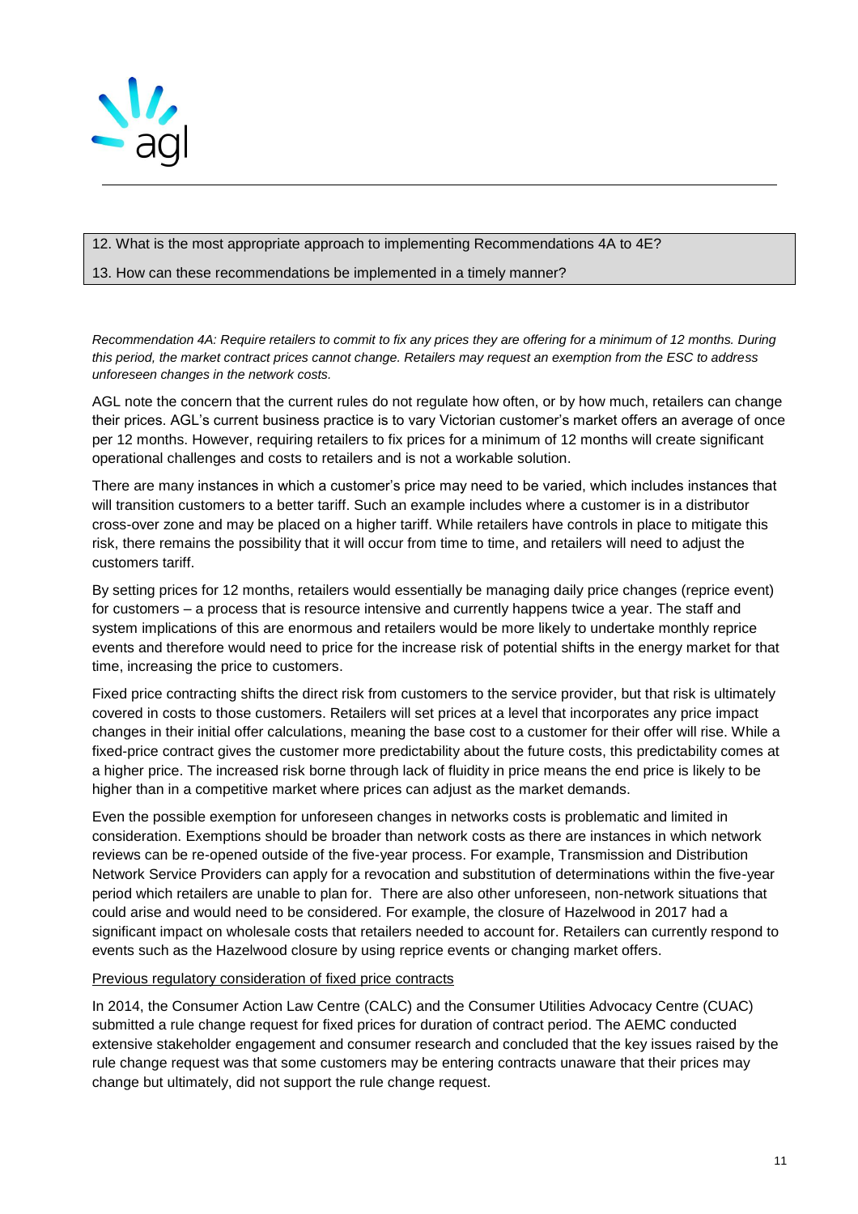12. What is the most appropriate approach to implementing Recommendations 4A to 4E?

13. How can these recommendations be implemented in a timely manner?

*Recommendation 4A: Require retailers to commit to fix any prices they are offering for a minimum of 12 months. During this period, the market contract prices cannot change. Retailers may request an exemption from the ESC to address unforeseen changes in the network costs.*

AGL note the concern that the current rules do not regulate how often, or by how much, retailers can change their prices. AGL's current business practice is to vary Victorian customer's market offers an average of once per 12 months. However, requiring retailers to fix prices for a minimum of 12 months will create significant operational challenges and costs to retailers and is not a workable solution.

There are many instances in which a customer's price may need to be varied, which includes instances that will transition customers to a better tariff. Such an example includes where a customer is in a distributor cross-over zone and may be placed on a higher tariff. While retailers have controls in place to mitigate this risk, there remains the possibility that it will occur from time to time, and retailers will need to adjust the customers tariff.

By setting prices for 12 months, retailers would essentially be managing daily price changes (reprice event) for customers – a process that is resource intensive and currently happens twice a year. The staff and system implications of this are enormous and retailers would be more likely to undertake monthly reprice events and therefore would need to price for the increase risk of potential shifts in the energy market for that time, increasing the price to customers.

Fixed price contracting shifts the direct risk from customers to the service provider, but that risk is ultimately covered in costs to those customers. Retailers will set prices at a level that incorporates any price impact changes in their initial offer calculations, meaning the base cost to a customer for their offer will rise. While a fixed-price contract gives the customer more predictability about the future costs, this predictability comes at a higher price. The increased risk borne through lack of fluidity in price means the end price is likely to be higher than in a competitive market where prices can adjust as the market demands.

Even the possible exemption for unforeseen changes in networks costs is problematic and limited in consideration. Exemptions should be broader than network costs as there are instances in which network reviews can be re-opened outside of the five-year process. For example, Transmission and Distribution Network Service Providers can apply for a revocation and substitution of determinations within the five-year period which retailers are unable to plan for. There are also other unforeseen, non-network situations that could arise and would need to be considered. For example, the closure of Hazelwood in 2017 had a significant impact on wholesale costs that retailers needed to account for. Retailers can currently respond to events such as the Hazelwood closure by using reprice events or changing market offers.

<u>Previous regulatory consideration of fixed price contracts</u>

In 2014, the Consumer Action Law Centre (CALC) and the Consumer Utilities Advocacy Centre (CUAC) submitted a rule change request for fixed prices for duration of contract period. The AEMC conducted extensive stakeholder engagement and consumer research and concluded that the key issues raised by the rule change request was that some customers may be entering contracts unaware that their prices may change but ultimately, did not support the rule change request.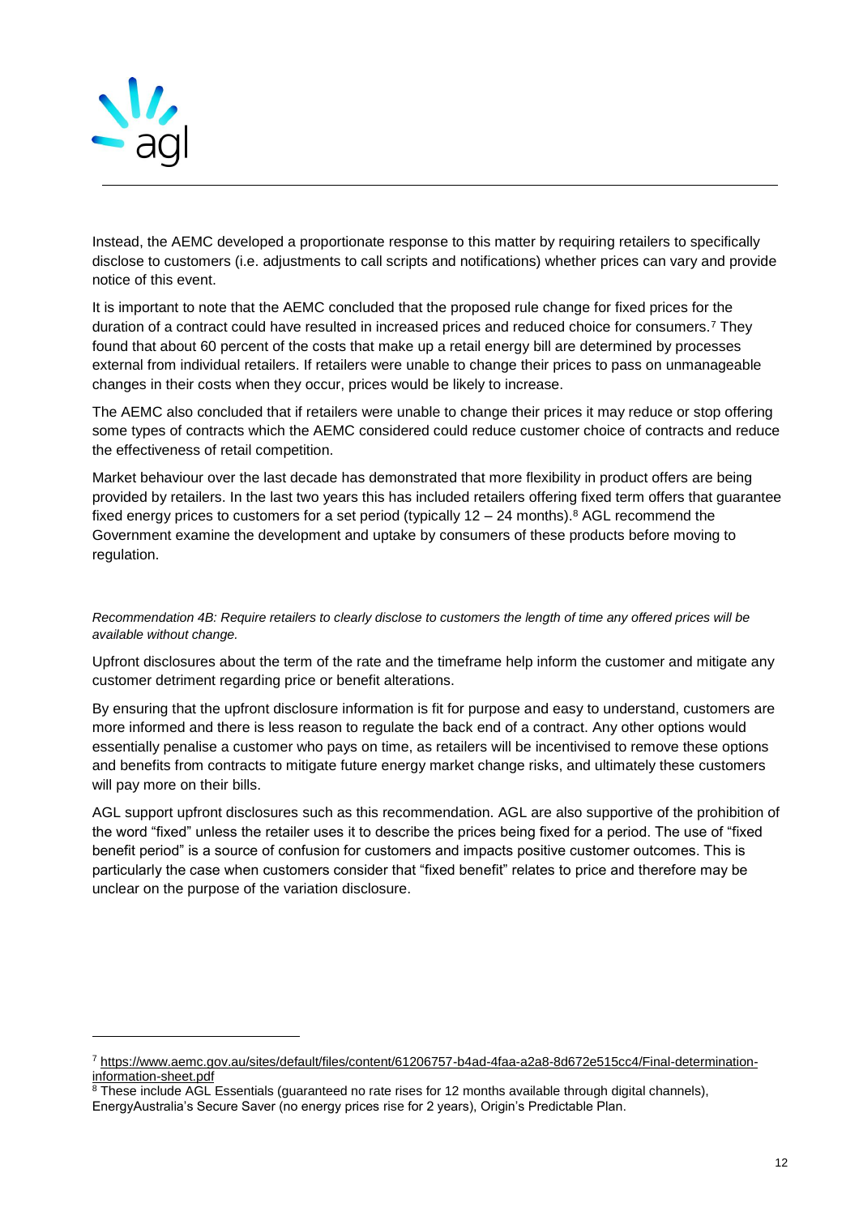Instead, the AEMC developed a proportionate response to this matter by requiring retailers to specifically disclose to customers (i.e. adjustments to call scripts and notifications) whether prices can vary and provide notice of this event.

It is important to note that the AEMC concluded that the proposed rule change for fixed prices for the duration of a contract could have resulted in increased prices and reduced choice for consumers.[7] They found that about 60 percent of the costs that make up a retail energy bill are determined by processes external from individual retailers. If retailers were unable to change their prices to pass on unmanageable changes in their costs when they occur, prices would be likely to increase.

The AEMC also concluded that if retailers were unable to change their prices it may reduce or stop offering some types of contracts which the AEMC considered could reduce customer choice of contracts and reduce the effectiveness of retail competition.

Market behaviour over the last decade has demonstrated that more flexibility in product offers are being provided by retailers. In the last two years this has included retailers offering fixed term offers that guarantee fixed energy prices to customers for a set period (typically 12 – 24 months).[8] AGL recommend the Government examine the development and uptake by consumers of these products before moving to regulation.

*Recommendation 4B: Require retailers to clearly disclose to customers the length of time any offered prices will be available without change.*

Upfront disclosures about the term of the rate and the timeframe help inform the customer and mitigate any customer detriment regarding price or benefit alterations.

By ensuring that the upfront disclosure information is fit for purpose and easy to understand, customers are more informed and there is less reason to regulate the back end of a contract. Any other options would essentially penalise a customer who pays on time, as retailers will be incentivised to remove these options and benefits from contracts to mitigate future energy market change risks, and ultimately these customers will pay more on their bills.

AGL support upfront disclosures such as this recommendation. AGL are also supportive of the prohibition of the word "fixed" unless the retailer uses it to describe the prices being fixed for a period. The use of "fixed benefit period" is a source of confusion for customers and impacts positive customer outcomes. This is particularly the case when customers consider that "fixed benefit" relates to price and therefore may be unclear on the purpose of the variation disclosure.

---

[7] https://www.aemc.gov.au/sites/default/files/content/61206757-b4ad-4faa-a2a8-8d672e515cc4/Final-determination-information-sheet.pdf

[8] These include AGL Essentials (guaranteed no rate rises for 12 months available through digital channels), EnergyAustralia's Secure Saver (no energy prices rise for 2 years), Origin's Predictable Plan.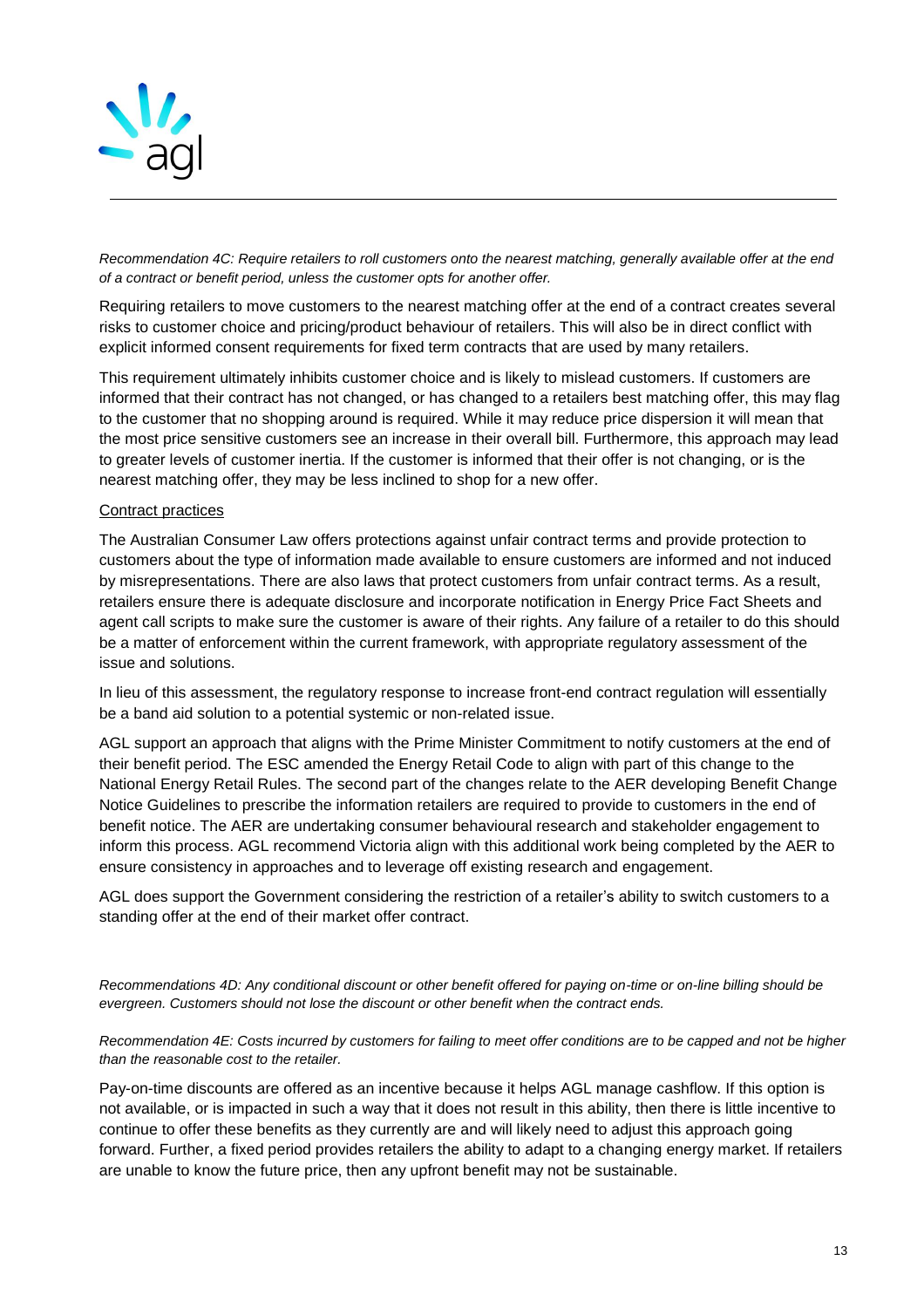*Recommendation 4C: Require retailers to roll customers onto the nearest matching, generally available offer at the end of a contract or benefit period, unless the customer opts for another offer.*

Requiring retailers to move customers to the nearest matching offer at the end of a contract creates several risks to customer choice and pricing/product behaviour of retailers. This will also be in direct conflict with explicit informed consent requirements for fixed term contracts that are used by many retailers.

This requirement ultimately inhibits customer choice and is likely to mislead customers. If customers are informed that their contract has not changed, or has changed to a retailers best matching offer, this may flag to the customer that no shopping around is required. While it may reduce price dispersion it will mean that the most price sensitive customers see an increase in their overall bill. Furthermore, this approach may lead to greater levels of customer inertia. If the customer is informed that their offer is not changing, or is the nearest matching offer, they may be less inclined to shop for a new offer.

Contract practices

The Australian Consumer Law offers protections against unfair contract terms and provide protection to customers about the type of information made available to ensure customers are informed and not induced by misrepresentations. There are also laws that protect customers from unfair contract terms. As a result, retailers ensure there is adequate disclosure and incorporate notification in Energy Price Fact Sheets and agent call scripts to make sure the customer is aware of their rights. Any failure of a retailer to do this should be a matter of enforcement within the current framework, with appropriate regulatory assessment of the issue and solutions.

In lieu of this assessment, the regulatory response to increase front-end contract regulation will essentially be a band aid solution to a potential systemic or non-related issue.

AGL support an approach that aligns with the Prime Minister Commitment to notify customers at the end of their benefit period. The ESC amended the Energy Retail Code to align with part of this change to the National Energy Retail Rules. The second part of the changes relate to the AER developing Benefit Change Notice Guidelines to prescribe the information retailers are required to provide to customers in the end of benefit notice. The AER are undertaking consumer behavioural research and stakeholder engagement to inform this process. AGL recommend Victoria align with this additional work being completed by the AER to ensure consistency in approaches and to leverage off existing research and engagement.

AGL does support the Government considering the restriction of a retailer's ability to switch customers to a standing offer at the end of their market offer contract.

*Recommendations 4D: Any conditional discount or other benefit offered for paying on-time or on-line billing should be evergreen. Customers should not lose the discount or other benefit when the contract ends.*

*Recommendation 4E: Costs incurred by customers for failing to meet offer conditions are to be capped and not be higher than the reasonable cost to the retailer.*

Pay-on-time discounts are offered as an incentive because it helps AGL manage cashflow. If this option is not available, or is impacted in such a way that it does not result in this ability, then there is little incentive to continue to offer these benefits as they currently are and will likely need to adjust this approach going forward. Further, a fixed period provides retailers the ability to adapt to a changing energy market. If retailers are unable to know the future price, then any upfront benefit may not be sustainable.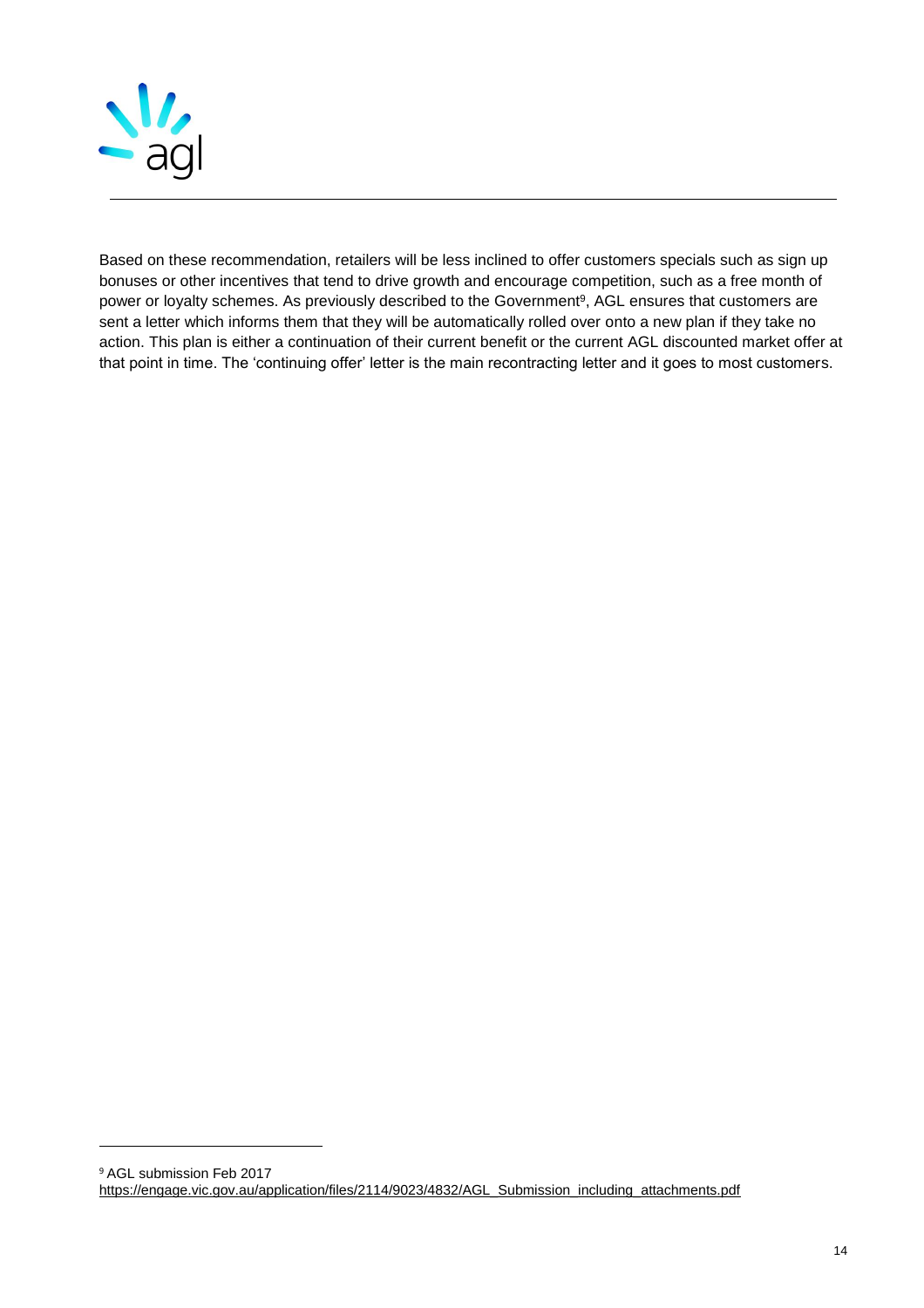Based on these recommendation, retailers will be less inclined to offer customers specials such as sign up bonuses or other incentives that tend to drive growth and encourage competition, such as a free month of power or loyalty schemes. As previously described to the Government[9], AGL ensures that customers are sent a letter which informs them that they will be automatically rolled over onto a new plan if they take no action. This plan is either a continuation of their current benefit or the current AGL discounted market offer at that point in time. The 'continuing offer' letter is the main recontracting letter and it goes to most customers.

---

[9] AGL submission Feb 2017 https://engage.vic.gov.au/application/files/2114/9023/4832/AGL_Submission_including_attachments.pdf